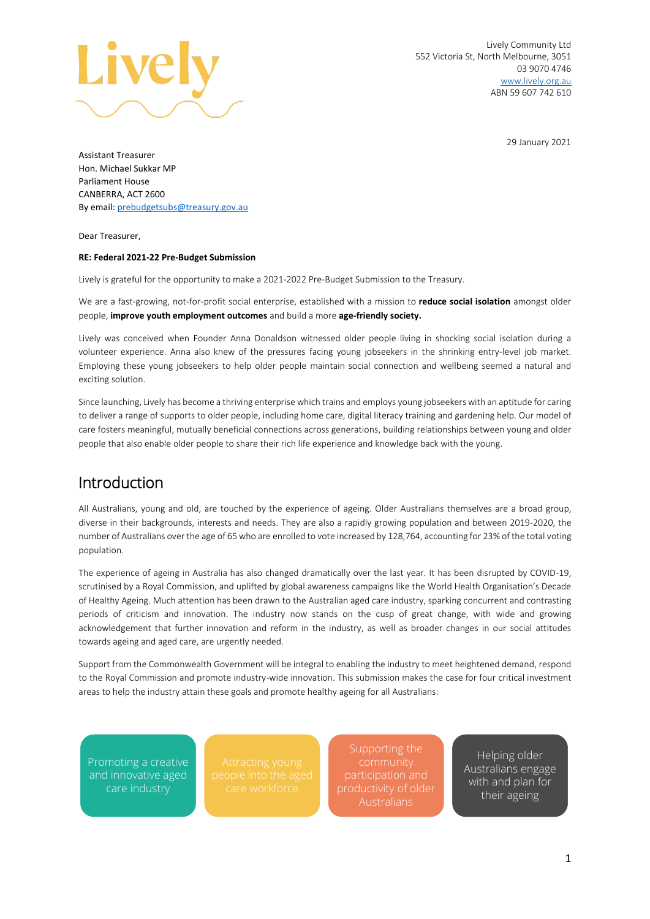Lively Community Ltd
552 Victoria St, North Melbourne, 3051
03 9070 4746
www.lively.org.au
ABN 59 607 742 610

29 January 2021

Assistant Treasurer
Hon. Michael Sukkar MP
Parliament House
CANBERRA, ACT 2600
By email: prebudgetsubs@treasury.gov.au

Dear Treasurer,

**RE: Federal 2021-22 Pre-Budget Submission**

Lively is grateful for the opportunity to make a 2021-2022 Pre-Budget Submission to the Treasury.

We are a fast-growing, not-for-profit social enterprise, established with a mission to **reduce social isolation** amongst older people, **improve youth employment outcomes** and build a more **age-friendly society.**

Lively was conceived when Founder Anna Donaldson witnessed older people living in shocking social isolation during a volunteer experience. Anna also knew of the pressures facing young jobseekers in the shrinking entry-level job market. Employing these young jobseekers to help older people maintain social connection and wellbeing seemed a natural and exciting solution.

Since launching, Lively has become a thriving enterprise which trains and employs young jobseekers with an aptitude for caring to deliver a range of supports to older people, including home care, digital literacy training and gardening help. Our model of care fosters meaningful, mutually beneficial connections across generations, building relationships between young and older people that also enable older people to share their rich life experience and knowledge back with the young.

## Introduction

All Australians, young and old, are touched by the experience of ageing. Older Australians themselves are a broad group, diverse in their backgrounds, interests and needs. They are also a rapidly growing population and between 2019-2020, the number of Australians over the age of 65 who are enrolled to vote increased by 128,764, accounting for 23% of the total voting population.

The experience of ageing in Australia has also changed dramatically over the last year. It has been disrupted by COVID-19, scrutinised by a Royal Commission, and uplifted by global awareness campaigns like the World Health Organisation's Decade of Healthy Ageing. Much attention has been drawn to the Australian aged care industry, sparking concurrent and contrasting periods of criticism and innovation. The industry now stands on the cusp of great change, with wide and growing acknowledgement that further innovation and reform in the industry, as well as broader changes in our social attitudes towards ageing and aged care, are urgently needed.

Support from the Commonwealth Government will be integral to enabling the industry to meet heightened demand, respond to the Royal Commission and promote industry-wide innovation. This submission makes the case for four critical investment areas to help the industry attain these goals and promote healthy ageing for all Australians:

- Promoting a creative and innovative aged care industry
- Attracting young people into the aged care workforce
- Supporting the community participation and productivity of older Australians
- Helping older Australians engage with and plan for their ageing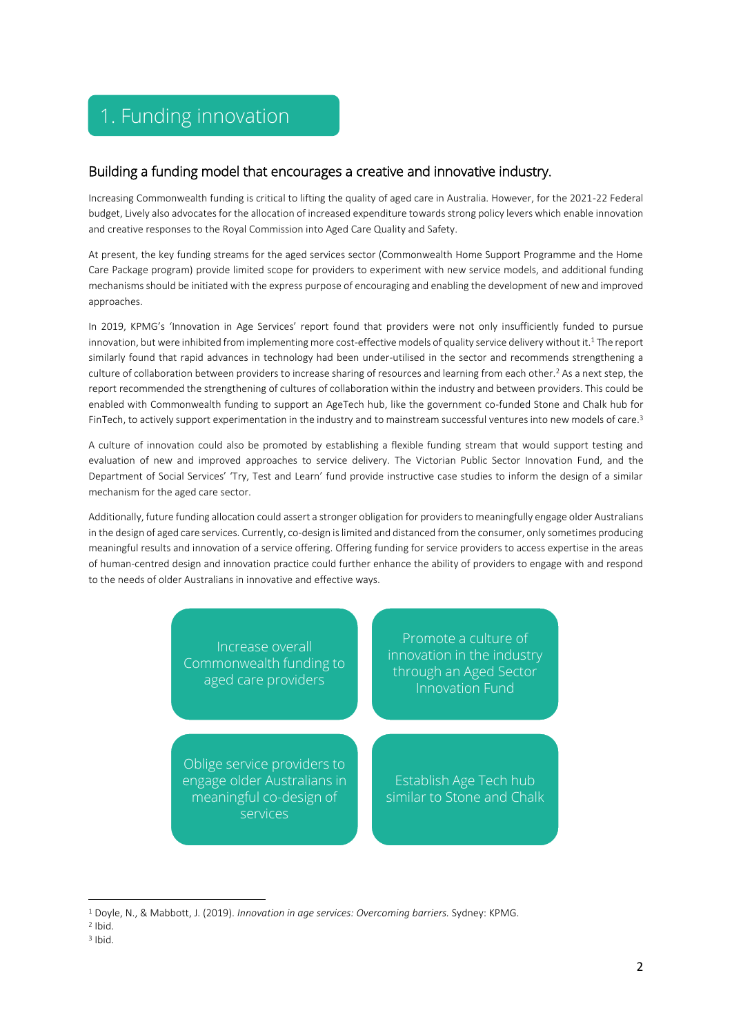# 1. Funding innovation

## Building a funding model that encourages a creative and innovative industry.

Increasing Commonwealth funding is critical to lifting the quality of aged care in Australia. However, for the 2021-22 Federal budget, Lively also advocates for the allocation of increased expenditure towards strong policy levers which enable innovation and creative responses to the Royal Commission into Aged Care Quality and Safety.

At present, the key funding streams for the aged services sector (Commonwealth Home Support Programme and the Home Care Package program) provide limited scope for providers to experiment with new service models, and additional funding mechanisms should be initiated with the express purpose of encouraging and enabling the development of new and improved approaches.

In 2019, KPMG's 'Innovation in Age Services' report found that providers were not only insufficiently funded to pursue innovation, but were inhibited from implementing more cost-effective models of quality service delivery without it.[1] The report similarly found that rapid advances in technology had been under-utilised in the sector and recommends strengthening a culture of collaboration between providers to increase sharing of resources and learning from each other.[2] As a next step, the report recommended the strengthening of cultures of collaboration within the industry and between providers. This could be enabled with Commonwealth funding to support an AgeTech hub, like the government co-funded Stone and Chalk hub for FinTech, to actively support experimentation in the industry and to mainstream successful ventures into new models of care.[3]

A culture of innovation could also be promoted by establishing a flexible funding stream that would support testing and evaluation of new and improved approaches to service delivery. The Victorian Public Sector Innovation Fund, and the Department of Social Services' 'Try, Test and Learn' fund provide instructive case studies to inform the design of a similar mechanism for the aged care sector.

Additionally, future funding allocation could assert a stronger obligation for providers to meaningfully engage older Australians in the design of aged care services. Currently, co-design is limited and distanced from the consumer, only sometimes producing meaningful results and innovation of a service offering. Offering funding for service providers to access expertise in the areas of human-centred design and innovation practice could further enhance the ability of providers to engage with and respond to the needs of older Australians in innovative and effective ways.

- Increase overall Commonwealth funding to aged care providers
- Promote a culture of innovation in the industry through an Aged Sector Innovation Fund
- Oblige service providers to engage older Australians in meaningful co-design of services
- Establish Age Tech hub similar to Stone and Chalk

---

[1] Doyle, N., & Mabbott, J. (2019). *Innovation in age services: Overcoming barriers.* Sydney: KPMG.

[2] Ibid.

[3] Ibid.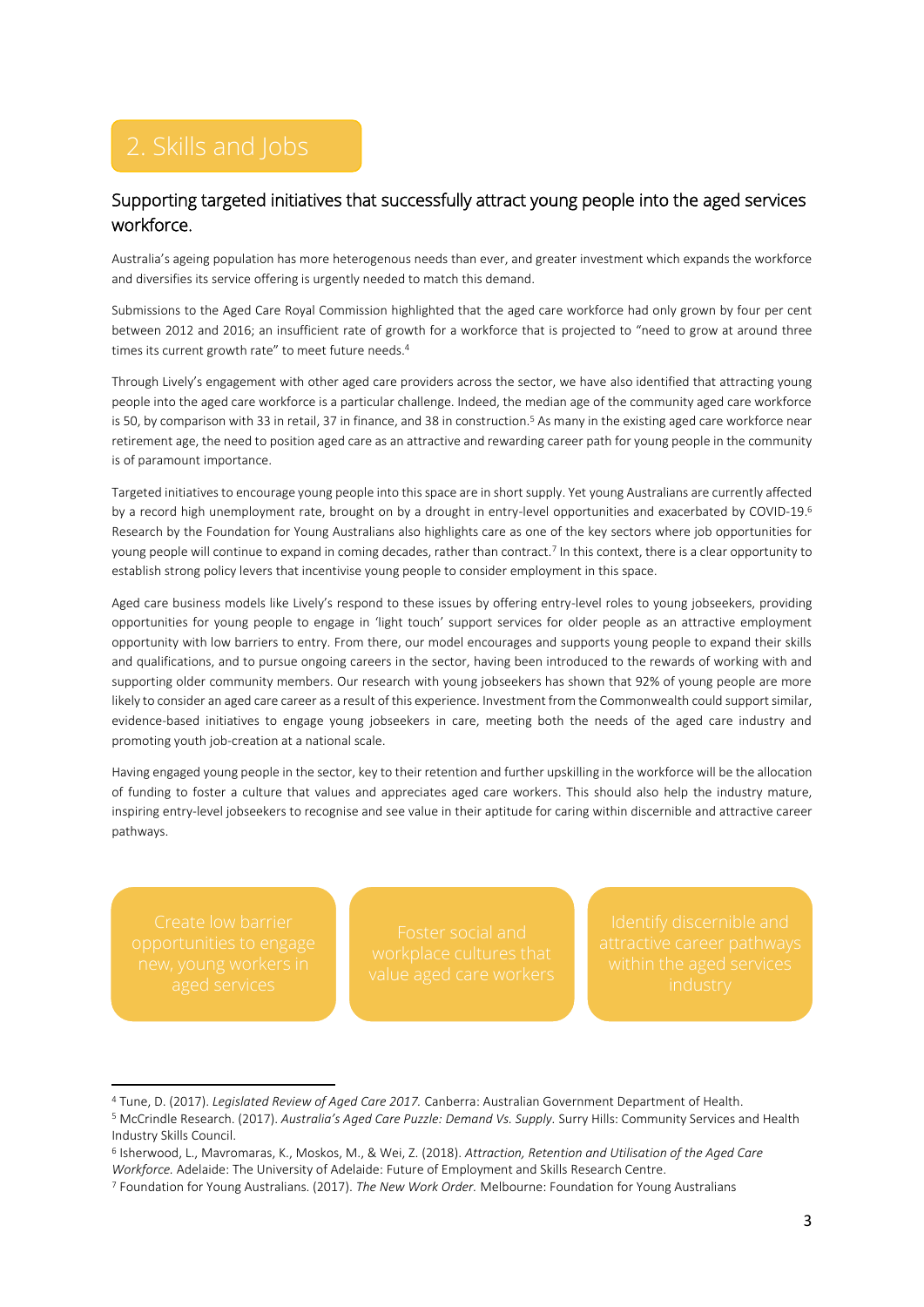# 2. Skills and Jobs

## Supporting targeted initiatives that successfully attract young people into the aged services workforce.

Australia's ageing population has more heterogenous needs than ever, and greater investment which expands the workforce and diversifies its service offering is urgently needed to match this demand.

Submissions to the Aged Care Royal Commission highlighted that the aged care workforce had only grown by four per cent between 2012 and 2016; an insufficient rate of growth for a workforce that is projected to "need to grow at around three times its current growth rate" to meet future needs.[4]

Through Lively's engagement with other aged care providers across the sector, we have also identified that attracting young people into the aged care workforce is a particular challenge. Indeed, the median age of the community aged care workforce is 50, by comparison with 33 in retail, 37 in finance, and 38 in construction.[5] As many in the existing aged care workforce near retirement age, the need to position aged care as an attractive and rewarding career path for young people in the community is of paramount importance.

Targeted initiatives to encourage young people into this space are in short supply. Yet young Australians are currently affected by a record high unemployment rate, brought on by a drought in entry-level opportunities and exacerbated by COVID-19.[6] Research by the Foundation for Young Australians also highlights care as one of the key sectors where job opportunities for young people will continue to expand in coming decades, rather than contract.[7] In this context, there is a clear opportunity to establish strong policy levers that incentivise young people to consider employment in this space.

Aged care business models like Lively's respond to these issues by offering entry-level roles to young jobseekers, providing opportunities for young people to engage in 'light touch' support services for older people as an attractive employment opportunity with low barriers to entry. From there, our model encourages and supports young people to expand their skills and qualifications, and to pursue ongoing careers in the sector, having been introduced to the rewards of working with and supporting older community members. Our research with young jobseekers has shown that 92% of young people are more likely to consider an aged care career as a result of this experience. Investment from the Commonwealth could support similar, evidence-based initiatives to engage young jobseekers in care, meeting both the needs of the aged care industry and promoting youth job-creation at a national scale.

Having engaged young people in the sector, key to their retention and further upskilling in the workforce will be the allocation of funding to foster a culture that values and appreciates aged care workers. This should also help the industry mature, inspiring entry-level jobseekers to recognise and see value in their aptitude for caring within discernible and attractive career pathways.

- Create low barrier opportunities to engage new, young workers in aged services
- Foster social and workplace cultures that value aged care workers
- Identify discernible and attractive career pathways within the aged services industry

---

[4] Tune, D. (2017). *Legislated Review of Aged Care 2017.* Canberra: Australian Government Department of Health.

[5] McCrindle Research. (2017). *Australia's Aged Care Puzzle: Demand Vs. Supply.* Surry Hills: Community Services and Health Industry Skills Council.

[6] Isherwood, L., Mavromaras, K., Moskos, M., & Wei, Z. (2018). *Attraction, Retention and Utilisation of the Aged Care Workforce.* Adelaide: The University of Adelaide: Future of Employment and Skills Research Centre.

[7] Foundation for Young Australians. (2017). *The New Work Order.* Melbourne: Foundation for Young Australians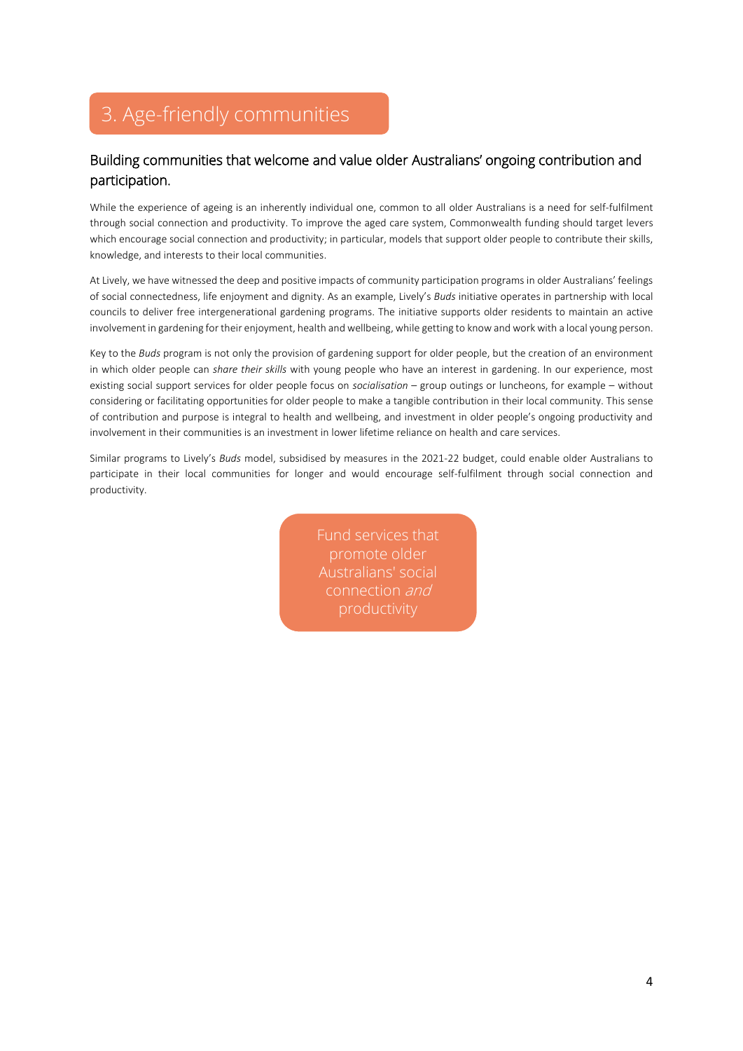# 3. Age-friendly communities

## Building communities that welcome and value older Australians' ongoing contribution and participation.

While the experience of ageing is an inherently individual one, common to all older Australians is a need for self-fulfilment through social connection and productivity. To improve the aged care system, Commonwealth funding should target levers which encourage social connection and productivity; in particular, models that support older people to contribute their skills, knowledge, and interests to their local communities.

At Lively, we have witnessed the deep and positive impacts of community participation programs in older Australians' feelings of social connectedness, life enjoyment and dignity. As an example, Lively's *Buds* initiative operates in partnership with local councils to deliver free intergenerational gardening programs. The initiative supports older residents to maintain an active involvement in gardening for their enjoyment, health and wellbeing, while getting to know and work with a local young person.

Key to the *Buds* program is not only the provision of gardening support for older people, but the creation of an environment in which older people can *share their skills* with young people who have an interest in gardening. In our experience, most existing social support services for older people focus on *socialisation* – group outings or luncheons, for example – without considering or facilitating opportunities for older people to make a tangible contribution in their local community. This sense of contribution and purpose is integral to health and wellbeing, and investment in older people's ongoing productivity and involvement in their communities is an investment in lower lifetime reliance on health and care services.

Similar programs to Lively's *Buds* model, subsidised by measures in the 2021-22 budget, could enable older Australians to participate in their local communities for longer and would encourage self-fulfilment through social connection and productivity.

Fund services that promote older Australians' social connection *and* productivity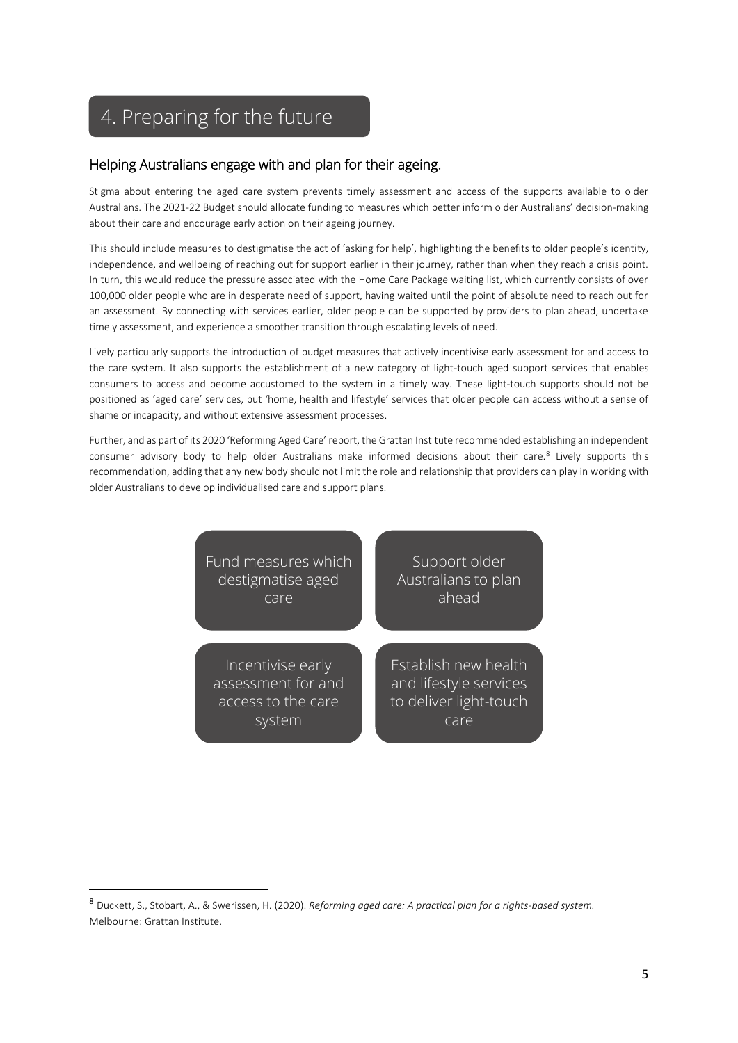# 4. Preparing for the future

## Helping Australians engage with and plan for their ageing.

Stigma about entering the aged care system prevents timely assessment and access of the supports available to older Australians. The 2021-22 Budget should allocate funding to measures which better inform older Australians' decision-making about their care and encourage early action on their ageing journey.

This should include measures to destigmatise the act of 'asking for help', highlighting the benefits to older people's identity, independence, and wellbeing of reaching out for support earlier in their journey, rather than when they reach a crisis point. In turn, this would reduce the pressure associated with the Home Care Package waiting list, which currently consists of over 100,000 older people who are in desperate need of support, having waited until the point of absolute need to reach out for an assessment. By connecting with services earlier, older people can be supported by providers to plan ahead, undertake timely assessment, and experience a smoother transition through escalating levels of need.

Lively particularly supports the introduction of budget measures that actively incentivise early assessment for and access to the care system. It also supports the establishment of a new category of light-touch aged support services that enables consumers to access and become accustomed to the system in a timely way. These light-touch supports should not be positioned as 'aged care' services, but 'home, health and lifestyle' services that older people can access without a sense of shame or incapacity, and without extensive assessment processes.

Further, and as part of its 2020 'Reforming Aged Care' report, the Grattan Institute recommended establishing an independent consumer advisory body to help older Australians make informed decisions about their care.[8] Lively supports this recommendation, adding that any new body should not limit the role and relationship that providers can play in working with older Australians to develop individualised care and support plans.

- Fund measures which destigmatise aged care
- Support older Australians to plan ahead
- Incentivise early assessment for and access to the care system
- Establish new health and lifestyle services to deliver light-touch care

---

[8] Duckett, S., Stobart, A., & Swerissen, H. (2020). *Reforming aged care: A practical plan for a rights-based system.* Melbourne: Grattan Institute.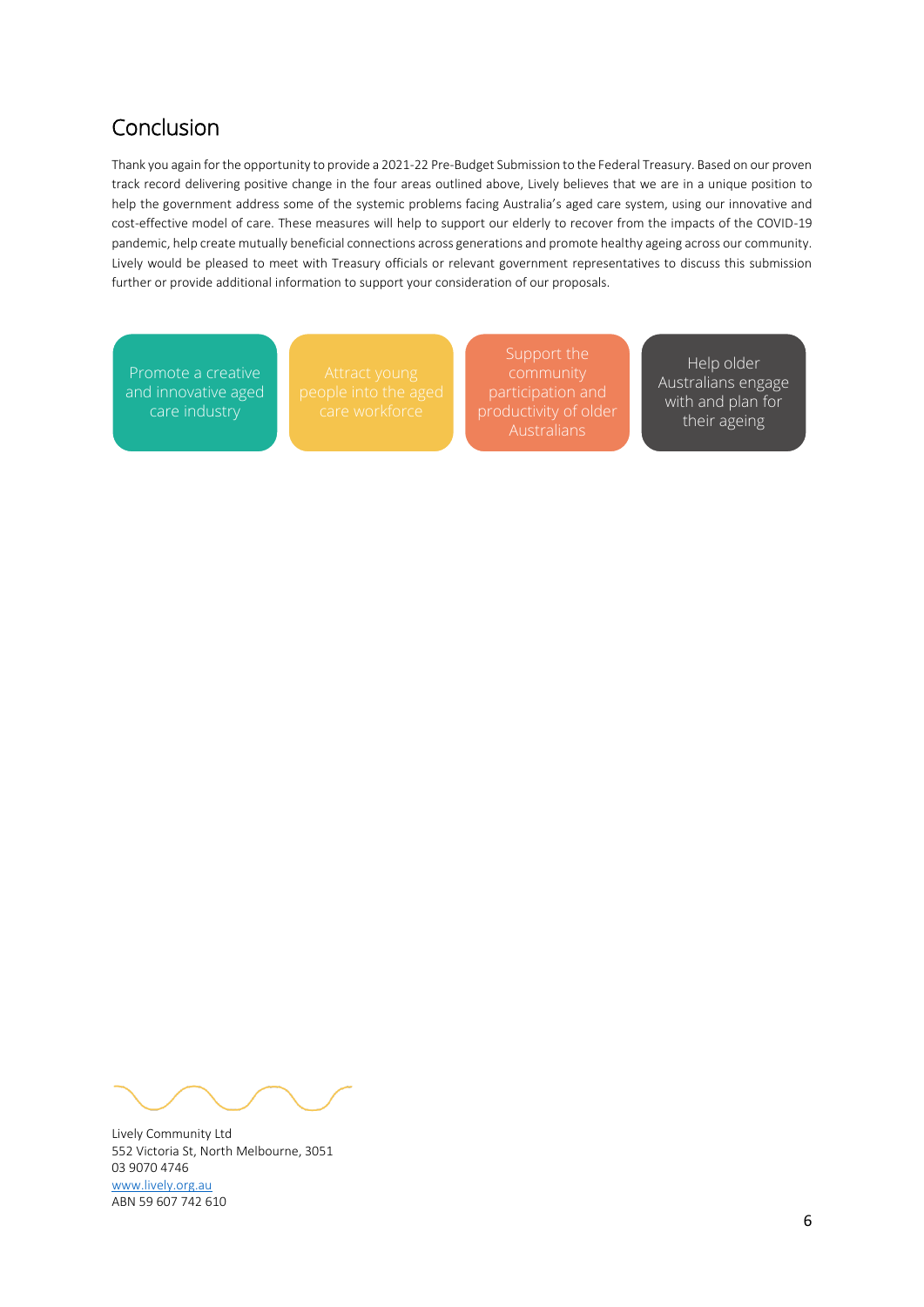## Conclusion

Thank you again for the opportunity to provide a 2021-22 Pre-Budget Submission to the Federal Treasury. Based on our proven track record delivering positive change in the four areas outlined above, Lively believes that we are in a unique position to help the government address some of the systemic problems facing Australia's aged care system, using our innovative and cost-effective model of care. These measures will help to support our elderly to recover from the impacts of the COVID-19 pandemic, help create mutually beneficial connections across generations and promote healthy ageing across our community. Lively would be pleased to meet with Treasury officials or relevant government representatives to discuss this submission further or provide additional information to support your consideration of our proposals.

- Promote a creative and innovative aged care industry
- Attract young people into the aged care workforce
- Support the community participation and productivity of older Australians
- Help older Australians engage with and plan for their ageing

Lively Community Ltd
552 Victoria St, North Melbourne, 3051
03 9070 4746
www.lively.org.au
ABN 59 607 742 610